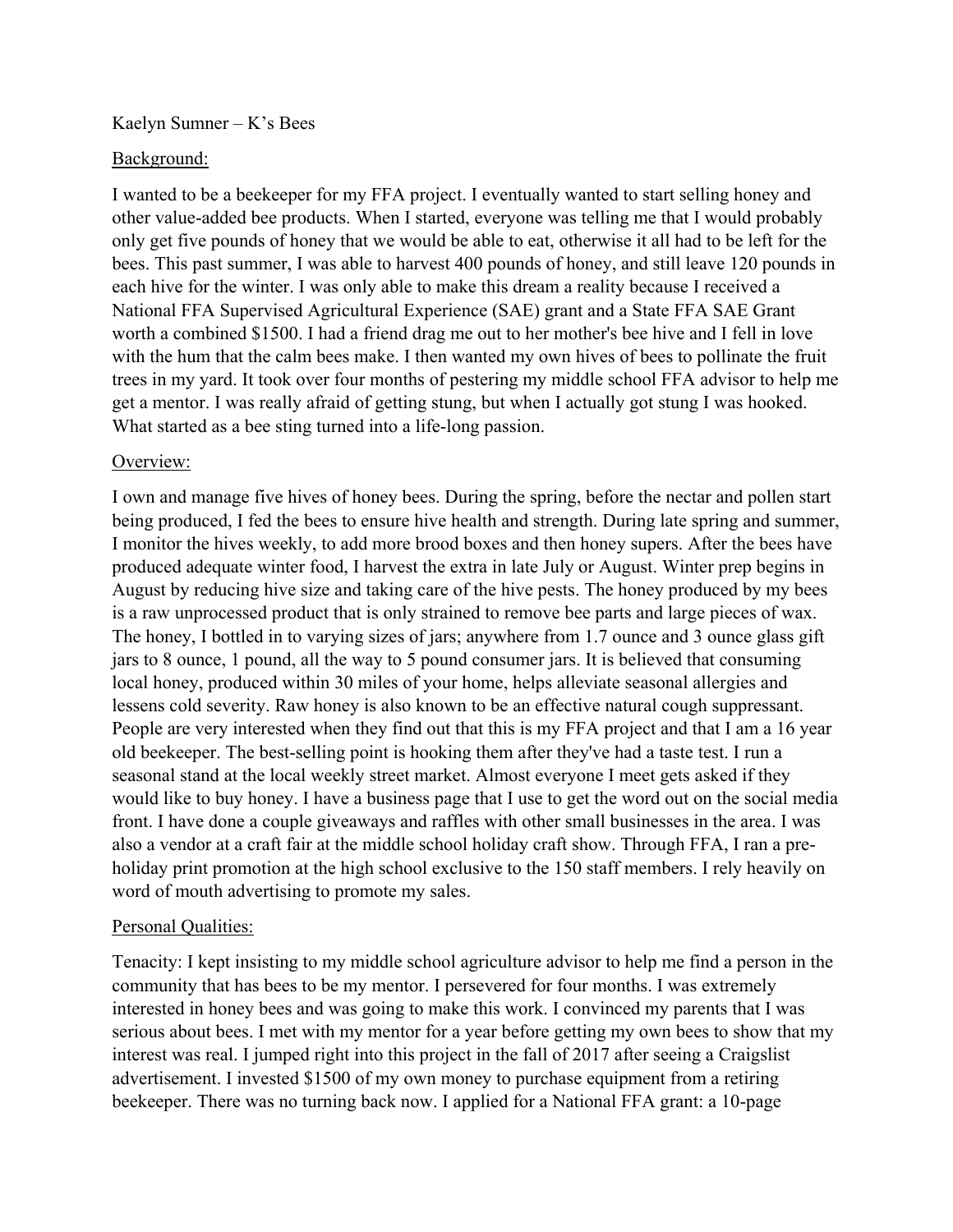Kaelyn Sumner – K's Bees

Background:

I wanted to be a beekeeper for my FFA project. I eventually wanted to start selling honey and other value-added bee products. When I started, everyone was telling me that I would probably only get five pounds of honey that we would be able to eat, otherwise it all had to be left for the bees. This past summer, I was able to harvest 400 pounds of honey, and still leave 120 pounds in each hive for the winter. I was only able to make this dream a reality because I received a National FFA Supervised Agricultural Experience (SAE) grant and a State FFA SAE Grant worth a combined $1500. I had a friend drag me out to her mother's bee hive and I fell in love with the hum that the calm bees make. I then wanted my own hives of bees to pollinate the fruit trees in my yard. It took over four months of pestering my middle school FFA advisor to help me get a mentor. I was really afraid of getting stung, but when I actually got stung I was hooked. What started as a bee sting turned into a life-long passion.

Overview:

I own and manage five hives of honey bees. During the spring, before the nectar and pollen start being produced, I fed the bees to ensure hive health and strength. During late spring and summer, I monitor the hives weekly, to add more brood boxes and then honey supers. After the bees have produced adequate winter food, I harvest the extra in late July or August. Winter prep begins in August by reducing hive size and taking care of the hive pests. The honey produced by my bees is a raw unprocessed product that is only strained to remove bee parts and large pieces of wax. The honey, I bottled in to varying sizes of jars; anywhere from 1.7 ounce and 3 ounce glass gift jars to 8 ounce, 1 pound, all the way to 5 pound consumer jars. It is believed that consuming local honey, produced within 30 miles of your home, helps alleviate seasonal allergies and lessens cold severity. Raw honey is also known to be an effective natural cough suppressant. People are very interested when they find out that this is my FFA project and that I am a 16 year old beekeeper. The best-selling point is hooking them after they've had a taste test. I run a seasonal stand at the local weekly street market. Almost everyone I meet gets asked if they would like to buy honey. I have a business page that I use to get the word out on the social media front. I have done a couple giveaways and raffles with other small businesses in the area. I was also a vendor at a craft fair at the middle school holiday craft show. Through FFA, I ran a pre-holiday print promotion at the high school exclusive to the 150 staff members. I rely heavily on word of mouth advertising to promote my sales.

Personal Qualities:

Tenacity: I kept insisting to my middle school agriculture advisor to help me find a person in the community that has bees to be my mentor. I persevered for four months. I was extremely interested in honey bees and was going to make this work. I convinced my parents that I was serious about bees. I met with my mentor for a year before getting my own bees to show that my interest was real. I jumped right into this project in the fall of 2017 after seeing a Craigslist advertisement. I invested $1500 of my own money to purchase equipment from a retiring beekeeper. There was no turning back now. I applied for a National FFA grant: a 10-page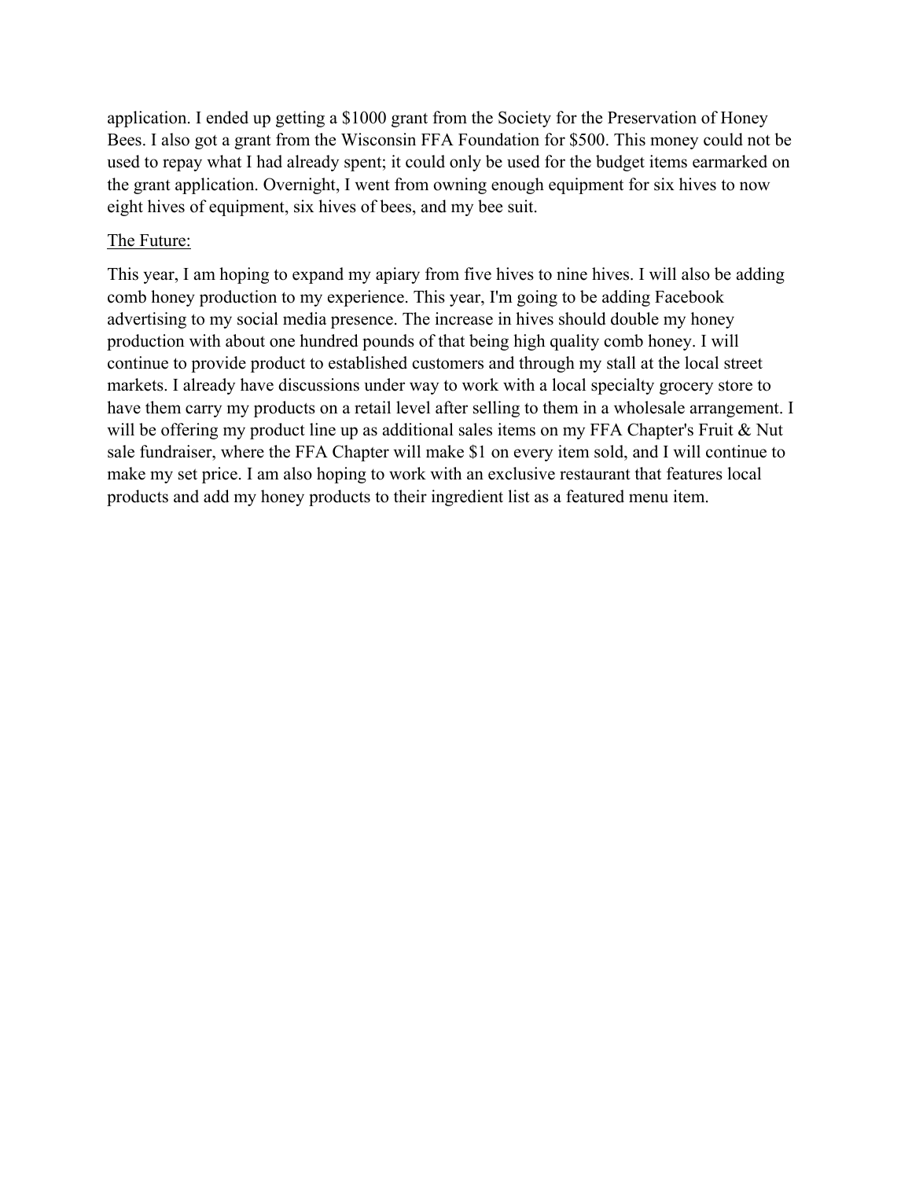application. I ended up getting a $1000 grant from the Society for the Preservation of Honey Bees. I also got a grant from the Wisconsin FFA Foundation for $500. This money could not be used to repay what I had already spent; it could only be used for the budget items earmarked on the grant application. Overnight, I went from owning enough equipment for six hives to now eight hives of equipment, six hives of bees, and my bee suit.

<u>The Future:</u>

This year, I am hoping to expand my apiary from five hives to nine hives. I will also be adding comb honey production to my experience. This year, I'm going to be adding Facebook advertising to my social media presence. The increase in hives should double my honey production with about one hundred pounds of that being high quality comb honey. I will continue to provide product to established customers and through my stall at the local street markets. I already have discussions under way to work with a local specialty grocery store to have them carry my products on a retail level after selling to them in a wholesale arrangement. I will be offering my product line up as additional sales items on my FFA Chapter's Fruit & Nut sale fundraiser, where the FFA Chapter will make $1 on every item sold, and I will continue to make my set price. I am also hoping to work with an exclusive restaurant that features local products and add my honey products to their ingredient list as a featured menu item.